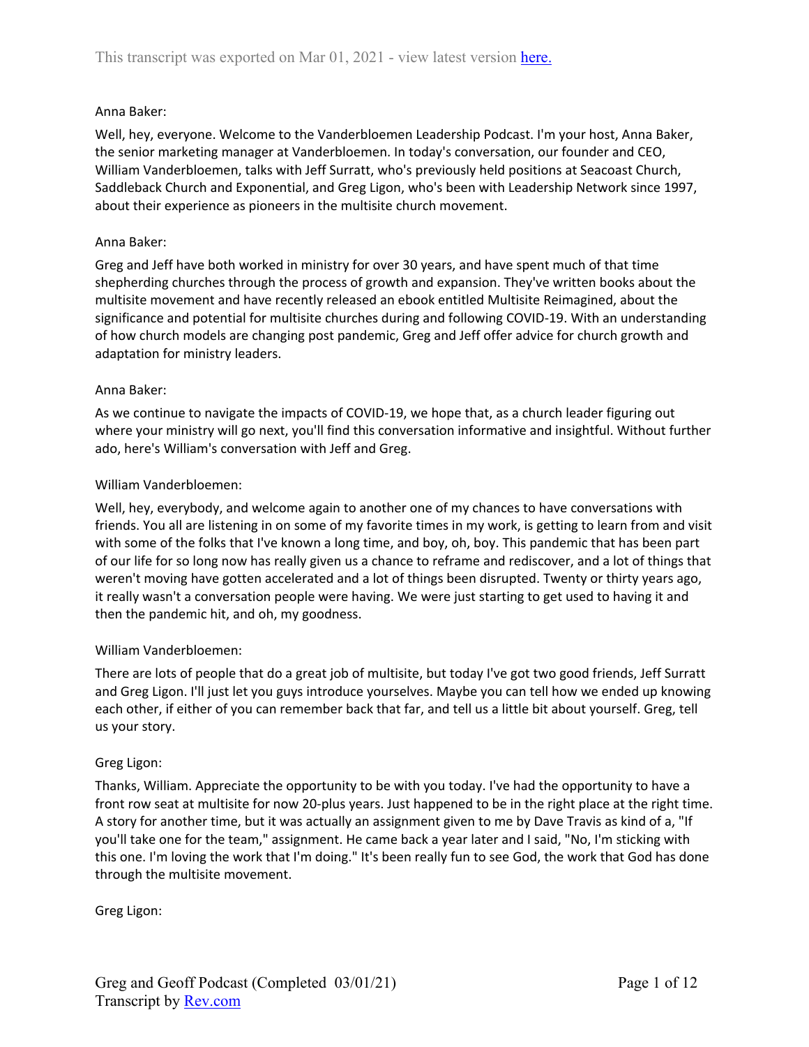Anna Baker:

Well, hey, everyone. Welcome to the Vanderbloemen Leadership Podcast. I'm your host, Anna Baker, the senior marketing manager at Vanderbloemen. In today's conversation, our founder and CEO, William Vanderbloemen, talks with Jeff Surratt, who's previously held positions at Seacoast Church, Saddleback Church and Exponential, and Greg Ligon, who's been with Leadership Network since 1997, about their experience as pioneers in the multisite church movement.

Anna Baker:

Greg and Jeff have both worked in ministry for over 30 years, and have spent much of that time shepherding churches through the process of growth and expansion. They've written books about the multisite movement and have recently released an ebook entitled Multisite Reimagined, about the significance and potential for multisite churches during and following COVID-19. With an understanding of how church models are changing post pandemic, Greg and Jeff offer advice for church growth and adaptation for ministry leaders.

Anna Baker:

As we continue to navigate the impacts of COVID-19, we hope that, as a church leader figuring out where your ministry will go next, you'll find this conversation informative and insightful. Without further ado, here's William's conversation with Jeff and Greg.

William Vanderbloemen:

Well, hey, everybody, and welcome again to another one of my chances to have conversations with friends. You all are listening in on some of my favorite times in my work, is getting to learn from and visit with some of the folks that I've known a long time, and boy, oh, boy. This pandemic that has been part of our life for so long now has really given us a chance to reframe and rediscover, and a lot of things that weren't moving have gotten accelerated and a lot of things been disrupted. Twenty or thirty years ago, it really wasn't a conversation people were having. We were just starting to get used to having it and then the pandemic hit, and oh, my goodness.

William Vanderbloemen:

There are lots of people that do a great job of multisite, but today I've got two good friends, Jeff Surratt and Greg Ligon. I'll just let you guys introduce yourselves. Maybe you can tell how we ended up knowing each other, if either of you can remember back that far, and tell us a little bit about yourself. Greg, tell us your story.

Greg Ligon:

Thanks, William. Appreciate the opportunity to be with you today. I've had the opportunity to have a front row seat at multisite for now 20-plus years. Just happened to be in the right place at the right time. A story for another time, but it was actually an assignment given to me by Dave Travis as kind of a, "If you'll take one for the team," assignment. He came back a year later and I said, "No, I'm sticking with this one. I'm loving the work that I'm doing." It's been really fun to see God, the work that God has done through the multisite movement.

Greg Ligon: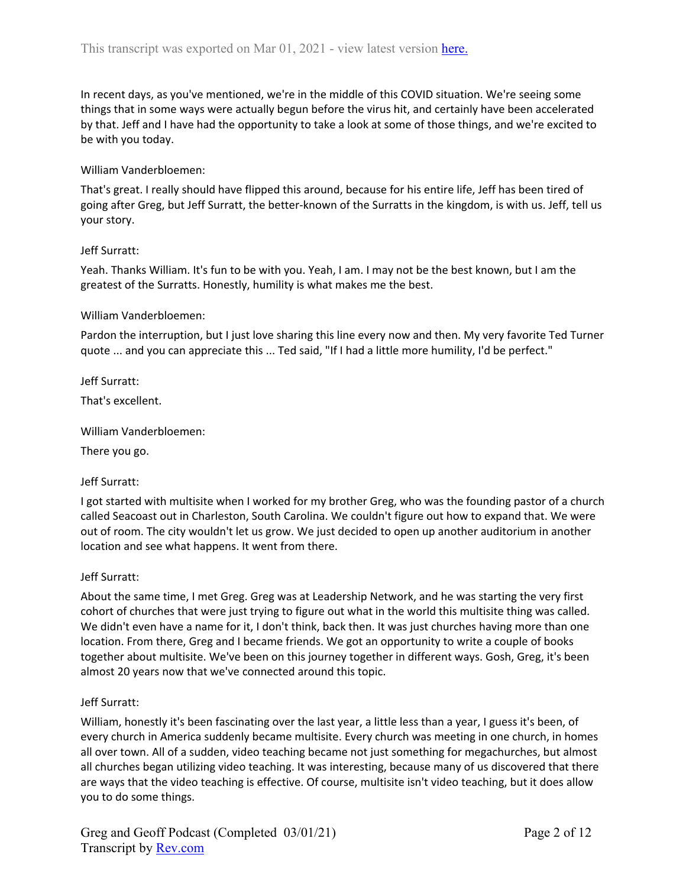In recent days, as you've mentioned, we're in the middle of this COVID situation. We're seeing some things that in some ways were actually begun before the virus hit, and certainly have been accelerated by that. Jeff and I have had the opportunity to take a look at some of those things, and we're excited to be with you today.

William Vanderbloemen:

That's great. I really should have flipped this around, because for his entire life, Jeff has been tired of going after Greg, but Jeff Surratt, the better-known of the Surratts in the kingdom, is with us. Jeff, tell us your story.

Jeff Surratt:

Yeah. Thanks William. It's fun to be with you. Yeah, I am. I may not be the best known, but I am the greatest of the Surratts. Honestly, humility is what makes me the best.

William Vanderbloemen:

Pardon the interruption, but I just love sharing this line every now and then. My very favorite Ted Turner quote ... and you can appreciate this ... Ted said, "If I had a little more humility, I'd be perfect."

Jeff Surratt:

That's excellent.

William Vanderbloemen:

There you go.

Jeff Surratt:

I got started with multisite when I worked for my brother Greg, who was the founding pastor of a church called Seacoast out in Charleston, South Carolina. We couldn't figure out how to expand that. We were out of room. The city wouldn't let us grow. We just decided to open up another auditorium in another location and see what happens. It went from there.

Jeff Surratt:

About the same time, I met Greg. Greg was at Leadership Network, and he was starting the very first cohort of churches that were just trying to figure out what in the world this multisite thing was called. We didn't even have a name for it, I don't think, back then. It was just churches having more than one location. From there, Greg and I became friends. We got an opportunity to write a couple of books together about multisite. We've been on this journey together in different ways. Gosh, Greg, it's been almost 20 years now that we've connected around this topic.

Jeff Surratt:

William, honestly it's been fascinating over the last year, a little less than a year, I guess it's been, of every church in America suddenly became multisite. Every church was meeting in one church, in homes all over town. All of a sudden, video teaching became not just something for megachurches, but almost all churches began utilizing video teaching. It was interesting, because many of us discovered that there are ways that the video teaching is effective. Of course, multisite isn't video teaching, but it does allow you to do some things.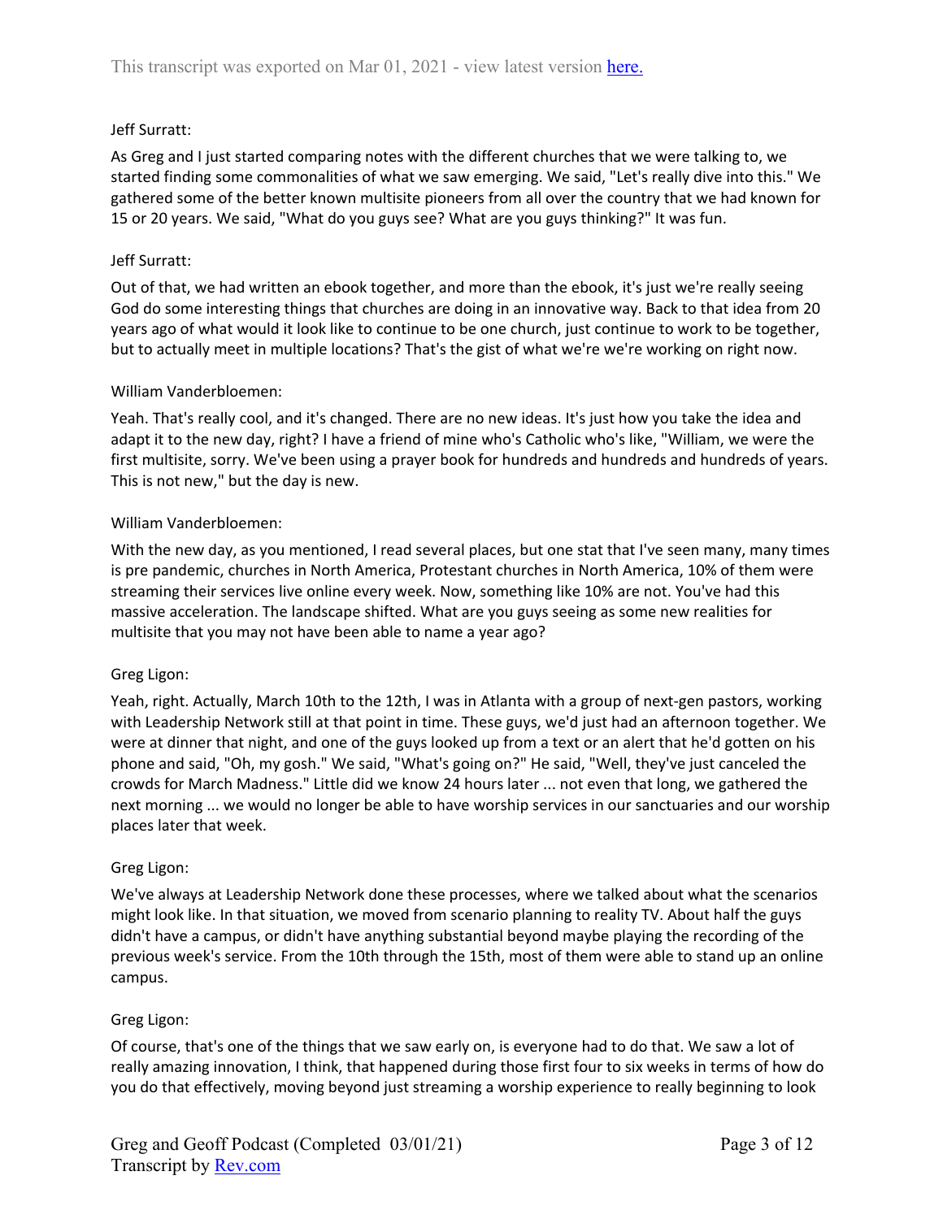Jeff Surratt:

As Greg and I just started comparing notes with the different churches that we were talking to, we started finding some commonalities of what we saw emerging. We said, "Let's really dive into this." We gathered some of the better known multisite pioneers from all over the country that we had known for 15 or 20 years. We said, "What do you guys see? What are you guys thinking?" It was fun.

Jeff Surratt:

Out of that, we had written an ebook together, and more than the ebook, it's just we're really seeing God do some interesting things that churches are doing in an innovative way. Back to that idea from 20 years ago of what would it look like to continue to be one church, just continue to work to be together, but to actually meet in multiple locations? That's the gist of what we're we're working on right now.

William Vanderbloemen:

Yeah. That's really cool, and it's changed. There are no new ideas. It's just how you take the idea and adapt it to the new day, right? I have a friend of mine who's Catholic who's like, "William, we were the first multisite, sorry. We've been using a prayer book for hundreds and hundreds and hundreds of years. This is not new," but the day is new.

William Vanderbloemen:

With the new day, as you mentioned, I read several places, but one stat that I've seen many, many times is pre pandemic, churches in North America, Protestant churches in North America, 10% of them were streaming their services live online every week. Now, something like 10% are not. You've had this massive acceleration. The landscape shifted. What are you guys seeing as some new realities for multisite that you may not have been able to name a year ago?

Greg Ligon:

Yeah, right. Actually, March 10th to the 12th, I was in Atlanta with a group of next-gen pastors, working with Leadership Network still at that point in time. These guys, we'd just had an afternoon together. We were at dinner that night, and one of the guys looked up from a text or an alert that he'd gotten on his phone and said, "Oh, my gosh." We said, "What's going on?" He said, "Well, they've just canceled the crowds for March Madness." Little did we know 24 hours later ... not even that long, we gathered the next morning ... we would no longer be able to have worship services in our sanctuaries and our worship places later that week.

Greg Ligon:

We've always at Leadership Network done these processes, where we talked about what the scenarios might look like. In that situation, we moved from scenario planning to reality TV. About half the guys didn't have a campus, or didn't have anything substantial beyond maybe playing the recording of the previous week's service. From the 10th through the 15th, most of them were able to stand up an online campus.

Greg Ligon:

Of course, that's one of the things that we saw early on, is everyone had to do that. We saw a lot of really amazing innovation, I think, that happened during those first four to six weeks in terms of how do you do that effectively, moving beyond just streaming a worship experience to really beginning to look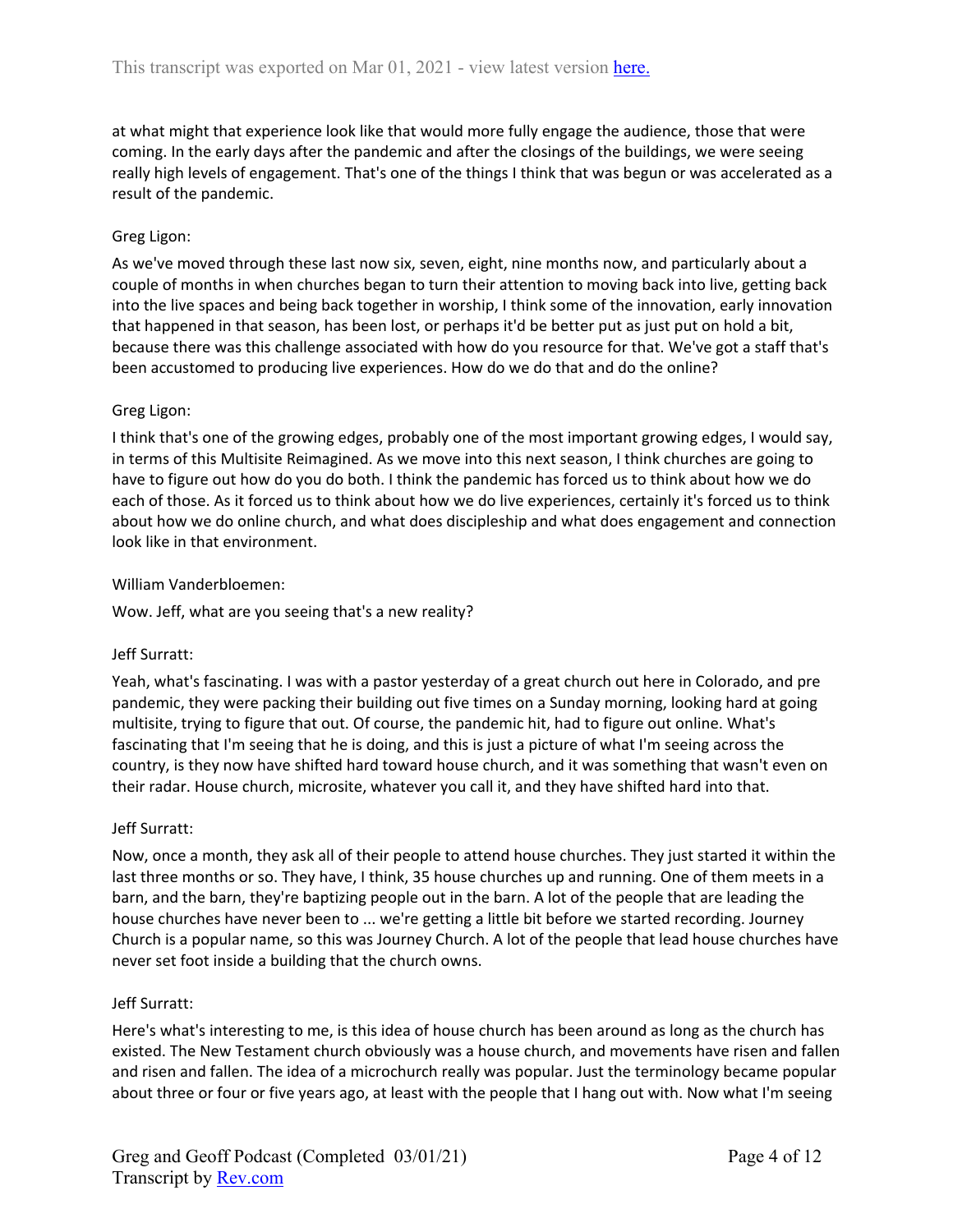at what might that experience look like that would more fully engage the audience, those that were coming. In the early days after the pandemic and after the closings of the buildings, we were seeing really high levels of engagement. That's one of the things I think that was begun or was accelerated as a result of the pandemic.

Greg Ligon:

As we've moved through these last now six, seven, eight, nine months now, and particularly about a couple of months in when churches began to turn their attention to moving back into live, getting back into the live spaces and being back together in worship, I think some of the innovation, early innovation that happened in that season, has been lost, or perhaps it'd be better put as just put on hold a bit, because there was this challenge associated with how do you resource for that. We've got a staff that's been accustomed to producing live experiences. How do we do that and do the online?

Greg Ligon:

I think that's one of the growing edges, probably one of the most important growing edges, I would say, in terms of this Multisite Reimagined. As we move into this next season, I think churches are going to have to figure out how do you do both. I think the pandemic has forced us to think about how we do each of those. As it forced us to think about how we do live experiences, certainly it's forced us to think about how we do online church, and what does discipleship and what does engagement and connection look like in that environment.

William Vanderbloemen:

Wow. Jeff, what are you seeing that's a new reality?

Jeff Surratt:

Yeah, what's fascinating. I was with a pastor yesterday of a great church out here in Colorado, and pre pandemic, they were packing their building out five times on a Sunday morning, looking hard at going multisite, trying to figure that out. Of course, the pandemic hit, had to figure out online. What's fascinating that I'm seeing that he is doing, and this is just a picture of what I'm seeing across the country, is they now have shifted hard toward house church, and it was something that wasn't even on their radar. House church, microsite, whatever you call it, and they have shifted hard into that.

Jeff Surratt:

Now, once a month, they ask all of their people to attend house churches. They just started it within the last three months or so. They have, I think, 35 house churches up and running. One of them meets in a barn, and the barn, they're baptizing people out in the barn. A lot of the people that are leading the house churches have never been to ... we're getting a little bit before we started recording. Journey Church is a popular name, so this was Journey Church. A lot of the people that lead house churches have never set foot inside a building that the church owns.

Jeff Surratt:

Here's what's interesting to me, is this idea of house church has been around as long as the church has existed. The New Testament church obviously was a house church, and movements have risen and fallen and risen and fallen. The idea of a microchurch really was popular. Just the terminology became popular about three or four or five years ago, at least with the people that I hang out with. Now what I'm seeing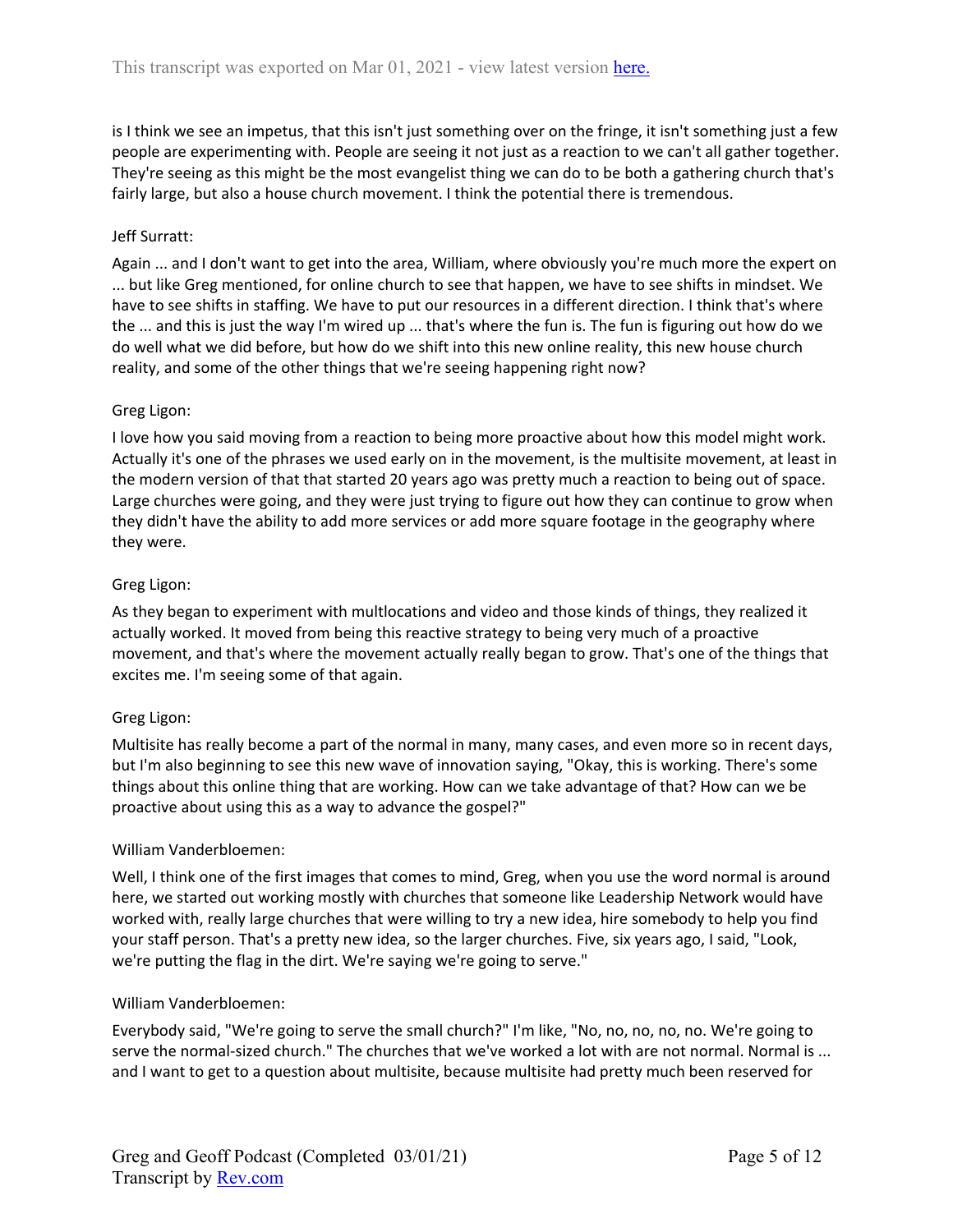is I think we see an impetus, that this isn't just something over on the fringe, it isn't something just a few people are experimenting with. People are seeing it not just as a reaction to we can't all gather together. They're seeing as this might be the most evangelist thing we can do to be both a gathering church that's fairly large, but also a house church movement. I think the potential there is tremendous.

Jeff Surratt:

Again ... and I don't want to get into the area, William, where obviously you're much more the expert on ... but like Greg mentioned, for online church to see that happen, we have to see shifts in mindset. We have to see shifts in staffing. We have to put our resources in a different direction. I think that's where the ... and this is just the way I'm wired up ... that's where the fun is. The fun is figuring out how do we do well what we did before, but how do we shift into this new online reality, this new house church reality, and some of the other things that we're seeing happening right now?

Greg Ligon:

I love how you said moving from a reaction to being more proactive about how this model might work. Actually it's one of the phrases we used early on in the movement, is the multisite movement, at least in the modern version of that that started 20 years ago was pretty much a reaction to being out of space. Large churches were going, and they were just trying to figure out how they can continue to grow when they didn't have the ability to add more services or add more square footage in the geography where they were.

Greg Ligon:

As they began to experiment with multlocations and video and those kinds of things, they realized it actually worked. It moved from being this reactive strategy to being very much of a proactive movement, and that's where the movement actually really began to grow. That's one of the things that excites me. I'm seeing some of that again.

Greg Ligon:

Multisite has really become a part of the normal in many, many cases, and even more so in recent days, but I'm also beginning to see this new wave of innovation saying, "Okay, this is working. There's some things about this online thing that are working. How can we take advantage of that? How can we be proactive about using this as a way to advance the gospel?"

William Vanderbloemen:

Well, I think one of the first images that comes to mind, Greg, when you use the word normal is around here, we started out working mostly with churches that someone like Leadership Network would have worked with, really large churches that were willing to try a new idea, hire somebody to help you find your staff person. That's a pretty new idea, so the larger churches. Five, six years ago, I said, "Look, we're putting the flag in the dirt. We're saying we're going to serve."

William Vanderbloemen:

Everybody said, "We're going to serve the small church?" I'm like, "No, no, no, no, no. We're going to serve the normal-sized church." The churches that we've worked a lot with are not normal. Normal is ... and I want to get to a question about multisite, because multisite had pretty much been reserved for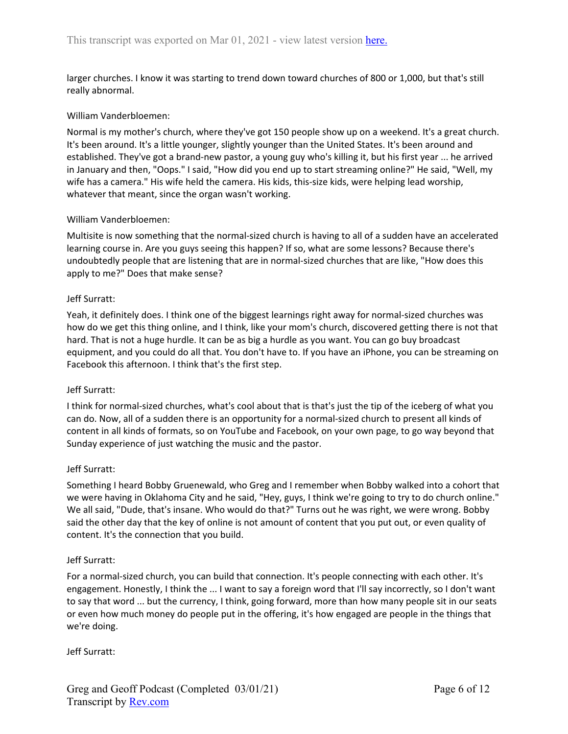larger churches. I know it was starting to trend down toward churches of 800 or 1,000, but that's still really abnormal.

William Vanderbloemen:

Normal is my mother's church, where they've got 150 people show up on a weekend. It's a great church. It's been around. It's a little younger, slightly younger than the United States. It's been around and established. They've got a brand-new pastor, a young guy who's killing it, but his first year ... he arrived in January and then, "Oops." I said, "How did you end up to start streaming online?" He said, "Well, my wife has a camera." His wife held the camera. His kids, this-size kids, were helping lead worship, whatever that meant, since the organ wasn't working.

William Vanderbloemen:

Multisite is now something that the normal-sized church is having to all of a sudden have an accelerated learning course in. Are you guys seeing this happen? If so, what are some lessons? Because there's undoubtedly people that are listening that are in normal-sized churches that are like, "How does this apply to me?" Does that make sense?

Jeff Surratt:

Yeah, it definitely does. I think one of the biggest learnings right away for normal-sized churches was how do we get this thing online, and I think, like your mom's church, discovered getting there is not that hard. That is not a huge hurdle. It can be as big a hurdle as you want. You can go buy broadcast equipment, and you could do all that. You don't have to. If you have an iPhone, you can be streaming on Facebook this afternoon. I think that's the first step.

Jeff Surratt:

I think for normal-sized churches, what's cool about that is that's just the tip of the iceberg of what you can do. Now, all of a sudden there is an opportunity for a normal-sized church to present all kinds of content in all kinds of formats, so on YouTube and Facebook, on your own page, to go way beyond that Sunday experience of just watching the music and the pastor.

Jeff Surratt:

Something I heard Bobby Gruenewald, who Greg and I remember when Bobby walked into a cohort that we were having in Oklahoma City and he said, "Hey, guys, I think we're going to try to do church online." We all said, "Dude, that's insane. Who would do that?" Turns out he was right, we were wrong. Bobby said the other day that the key of online is not amount of content that you put out, or even quality of content. It's the connection that you build.

Jeff Surratt:

For a normal-sized church, you can build that connection. It's people connecting with each other. It's engagement. Honestly, I think the ... I want to say a foreign word that I'll say incorrectly, so I don't want to say that word ... but the currency, I think, going forward, more than how many people sit in our seats or even how much money do people put in the offering, it's how engaged are people in the things that we're doing.

Jeff Surratt: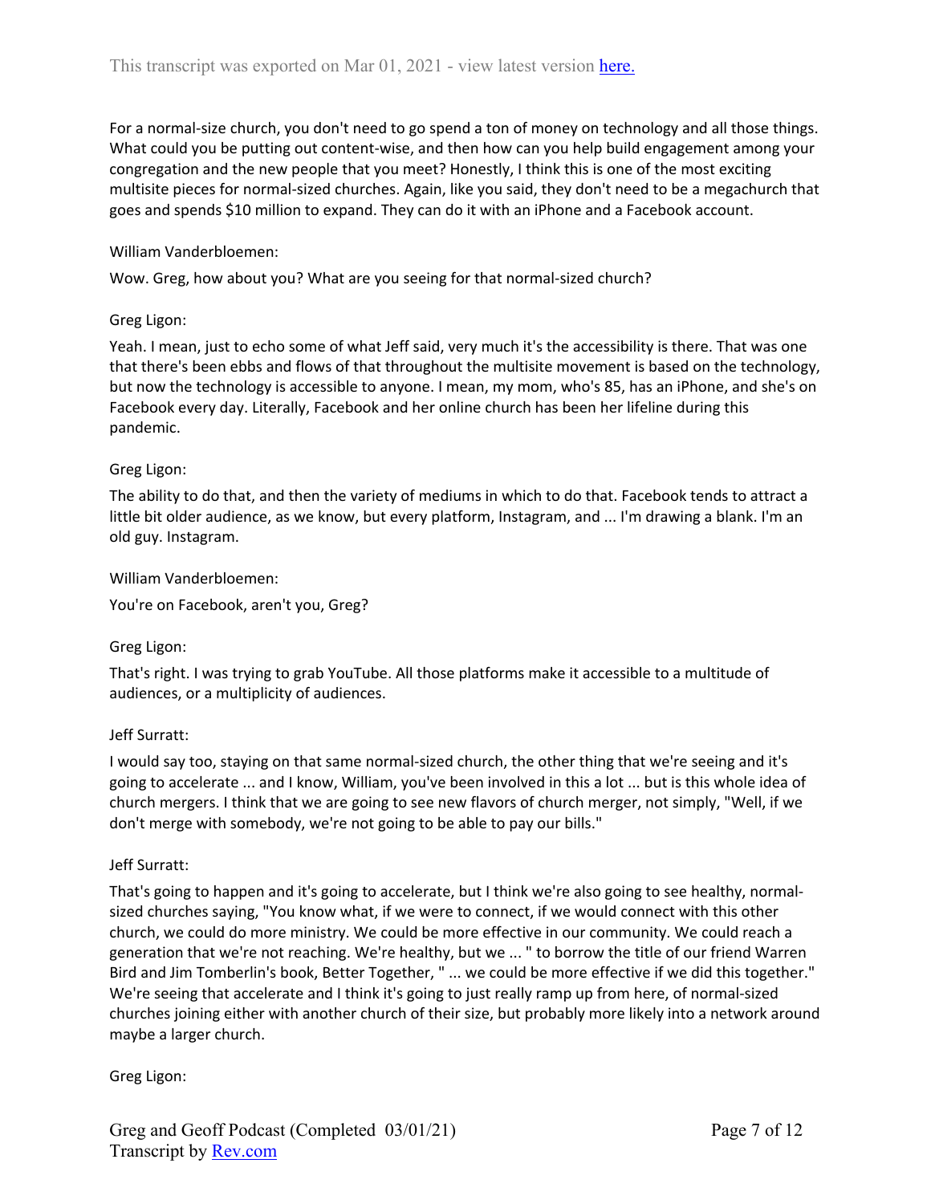For a normal-size church, you don't need to go spend a ton of money on technology and all those things. What could you be putting out content-wise, and then how can you help build engagement among your congregation and the new people that you meet? Honestly, I think this is one of the most exciting multisite pieces for normal-sized churches. Again, like you said, they don't need to be a megachurch that goes and spends $10 million to expand. They can do it with an iPhone and a Facebook account.

William Vanderbloemen:

Wow. Greg, how about you? What are you seeing for that normal-sized church?

Greg Ligon:

Yeah. I mean, just to echo some of what Jeff said, very much it's the accessibility is there. That was one that there's been ebbs and flows of that throughout the multisite movement is based on the technology, but now the technology is accessible to anyone. I mean, my mom, who's 85, has an iPhone, and she's on Facebook every day. Literally, Facebook and her online church has been her lifeline during this pandemic.

Greg Ligon:

The ability to do that, and then the variety of mediums in which to do that. Facebook tends to attract a little bit older audience, as we know, but every platform, Instagram, and ... I'm drawing a blank. I'm an old guy. Instagram.

William Vanderbloemen:

You're on Facebook, aren't you, Greg?

Greg Ligon:

That's right. I was trying to grab YouTube. All those platforms make it accessible to a multitude of audiences, or a multiplicity of audiences.

Jeff Surratt:

I would say too, staying on that same normal-sized church, the other thing that we're seeing and it's going to accelerate ... and I know, William, you've been involved in this a lot ... but is this whole idea of church mergers. I think that we are going to see new flavors of church merger, not simply, "Well, if we don't merge with somebody, we're not going to be able to pay our bills."

Jeff Surratt:

That's going to happen and it's going to accelerate, but I think we're also going to see healthy, normal-sized churches saying, "You know what, if we were to connect, if we would connect with this other church, we could do more ministry. We could be more effective in our community. We could reach a generation that we're not reaching. We're healthy, but we ... " to borrow the title of our friend Warren Bird and Jim Tomberlin's book, Better Together, " ... we could be more effective if we did this together." We're seeing that accelerate and I think it's going to just really ramp up from here, of normal-sized churches joining either with another church of their size, but probably more likely into a network around maybe a larger church.

Greg Ligon: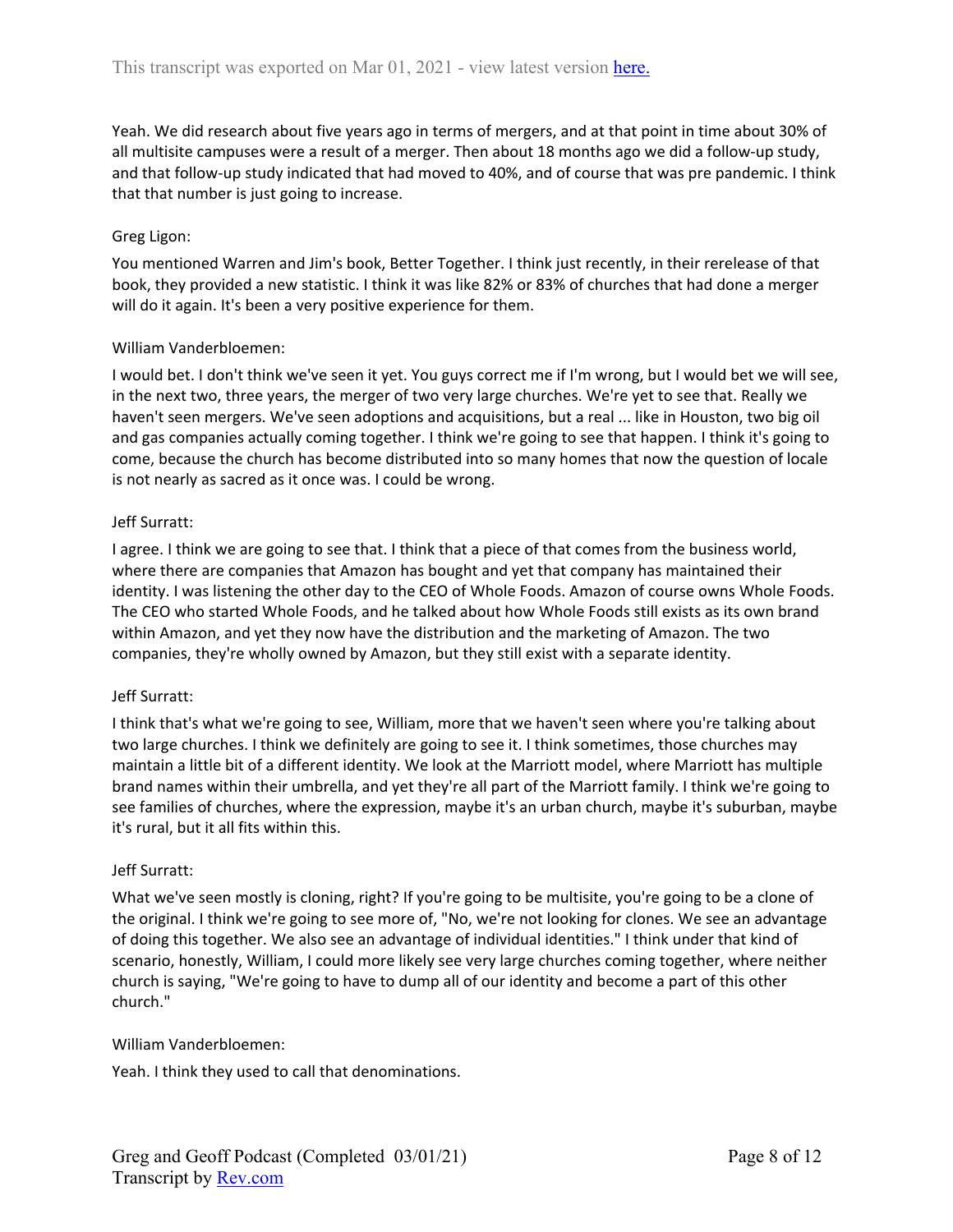Yeah. We did research about five years ago in terms of mergers, and at that point in time about 30% of all multisite campuses were a result of a merger. Then about 18 months ago we did a follow-up study, and that follow-up study indicated that had moved to 40%, and of course that was pre pandemic. I think that that number is just going to increase.

Greg Ligon:

You mentioned Warren and Jim's book, Better Together. I think just recently, in their rerelease of that book, they provided a new statistic. I think it was like 82% or 83% of churches that had done a merger will do it again. It's been a very positive experience for them.

William Vanderbloemen:

I would bet. I don't think we've seen it yet. You guys correct me if I'm wrong, but I would bet we will see, in the next two, three years, the merger of two very large churches. We're yet to see that. Really we haven't seen mergers. We've seen adoptions and acquisitions, but a real ... like in Houston, two big oil and gas companies actually coming together. I think we're going to see that happen. I think it's going to come, because the church has become distributed into so many homes that now the question of locale is not nearly as sacred as it once was. I could be wrong.

Jeff Surratt:

I agree. I think we are going to see that. I think that a piece of that comes from the business world, where there are companies that Amazon has bought and yet that company has maintained their identity. I was listening the other day to the CEO of Whole Foods. Amazon of course owns Whole Foods. The CEO who started Whole Foods, and he talked about how Whole Foods still exists as its own brand within Amazon, and yet they now have the distribution and the marketing of Amazon. The two companies, they're wholly owned by Amazon, but they still exist with a separate identity.

Jeff Surratt:

I think that's what we're going to see, William, more that we haven't seen where you're talking about two large churches. I think we definitely are going to see it. I think sometimes, those churches may maintain a little bit of a different identity. We look at the Marriott model, where Marriott has multiple brand names within their umbrella, and yet they're all part of the Marriott family. I think we're going to see families of churches, where the expression, maybe it's an urban church, maybe it's suburban, maybe it's rural, but it all fits within this.

Jeff Surratt:

What we've seen mostly is cloning, right? If you're going to be multisite, you're going to be a clone of the original. I think we're going to see more of, "No, we're not looking for clones. We see an advantage of doing this together. We also see an advantage of individual identities." I think under that kind of scenario, honestly, William, I could more likely see very large churches coming together, where neither church is saying, "We're going to have to dump all of our identity and become a part of this other church."

William Vanderbloemen:

Yeah. I think they used to call that denominations.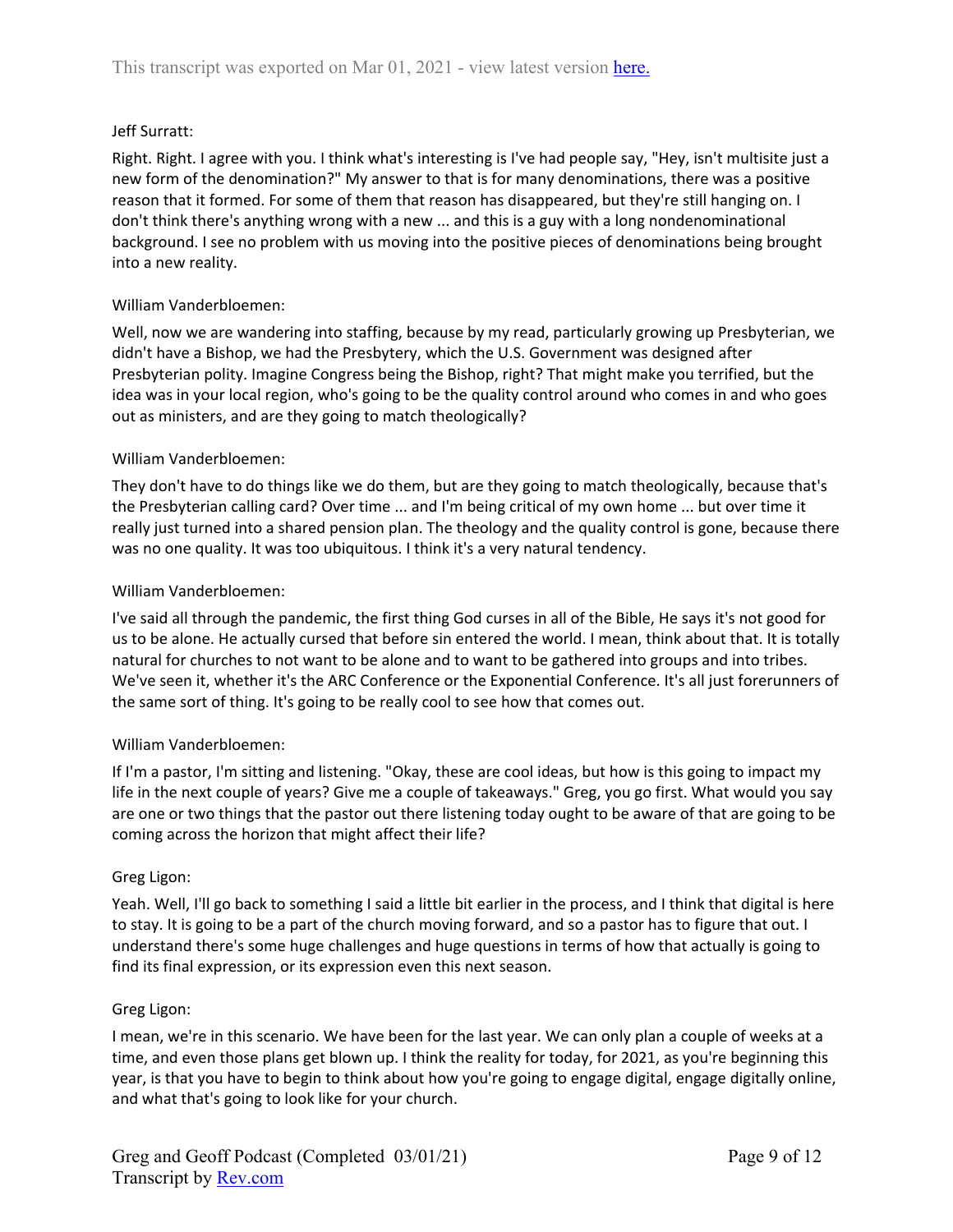Jeff Surratt:

Right. Right. I agree with you. I think what's interesting is I've had people say, "Hey, isn't multisite just a new form of the denomination?" My answer to that is for many denominations, there was a positive reason that it formed. For some of them that reason has disappeared, but they're still hanging on. I don't think there's anything wrong with a new ... and this is a guy with a long nondenominational background. I see no problem with us moving into the positive pieces of denominations being brought into a new reality.

William Vanderbloemen:

Well, now we are wandering into staffing, because by my read, particularly growing up Presbyterian, we didn't have a Bishop, we had the Presbytery, which the U.S. Government was designed after Presbyterian polity. Imagine Congress being the Bishop, right? That might make you terrified, but the idea was in your local region, who's going to be the quality control around who comes in and who goes out as ministers, and are they going to match theologically?

William Vanderbloemen:

They don't have to do things like we do them, but are they going to match theologically, because that's the Presbyterian calling card? Over time ... and I'm being critical of my own home ... but over time it really just turned into a shared pension plan. The theology and the quality control is gone, because there was no one quality. It was too ubiquitous. I think it's a very natural tendency.

William Vanderbloemen:

I've said all through the pandemic, the first thing God curses in all of the Bible, He says it's not good for us to be alone. He actually cursed that before sin entered the world. I mean, think about that. It is totally natural for churches to not want to be alone and to want to be gathered into groups and into tribes. We've seen it, whether it's the ARC Conference or the Exponential Conference. It's all just forerunners of the same sort of thing. It's going to be really cool to see how that comes out.

William Vanderbloemen:

If I'm a pastor, I'm sitting and listening. "Okay, these are cool ideas, but how is this going to impact my life in the next couple of years? Give me a couple of takeaways." Greg, you go first. What would you say are one or two things that the pastor out there listening today ought to be aware of that are going to be coming across the horizon that might affect their life?

Greg Ligon:

Yeah. Well, I'll go back to something I said a little bit earlier in the process, and I think that digital is here to stay. It is going to be a part of the church moving forward, and so a pastor has to figure that out. I understand there's some huge challenges and huge questions in terms of how that actually is going to find its final expression, or its expression even this next season.

Greg Ligon:

I mean, we're in this scenario. We have been for the last year. We can only plan a couple of weeks at a time, and even those plans get blown up. I think the reality for today, for 2021, as you're beginning this year, is that you have to begin to think about how you're going to engage digital, engage digitally online, and what that's going to look like for your church.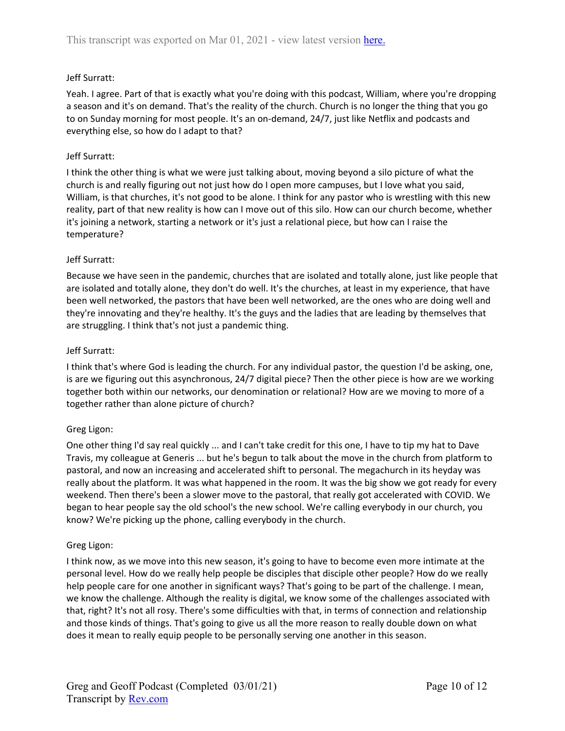Jeff Surratt:

Yeah. I agree. Part of that is exactly what you're doing with this podcast, William, where you're dropping a season and it's on demand. That's the reality of the church. Church is no longer the thing that you go to on Sunday morning for most people. It's an on-demand, 24/7, just like Netflix and podcasts and everything else, so how do I adapt to that?

Jeff Surratt:

I think the other thing is what we were just talking about, moving beyond a silo picture of what the church is and really figuring out not just how do I open more campuses, but I love what you said, William, is that churches, it's not good to be alone. I think for any pastor who is wrestling with this new reality, part of that new reality is how can I move out of this silo. How can our church become, whether it's joining a network, starting a network or it's just a relational piece, but how can I raise the temperature?

Jeff Surratt:

Because we have seen in the pandemic, churches that are isolated and totally alone, just like people that are isolated and totally alone, they don't do well. It's the churches, at least in my experience, that have been well networked, the pastors that have been well networked, are the ones who are doing well and they're innovating and they're healthy. It's the guys and the ladies that are leading by themselves that are struggling. I think that's not just a pandemic thing.

Jeff Surratt:

I think that's where God is leading the church. For any individual pastor, the question I'd be asking, one, is are we figuring out this asynchronous, 24/7 digital piece? Then the other piece is how are we working together both within our networks, our denomination or relational? How are we moving to more of a together rather than alone picture of church?

Greg Ligon:

One other thing I'd say real quickly ... and I can't take credit for this one, I have to tip my hat to Dave Travis, my colleague at Generis ... but he's begun to talk about the move in the church from platform to pastoral, and now an increasing and accelerated shift to personal. The megachurch in its heyday was really about the platform. It was what happened in the room. It was the big show we got ready for every weekend. Then there's been a slower move to the pastoral, that really got accelerated with COVID. We began to hear people say the old school's the new school. We're calling everybody in our church, you know? We're picking up the phone, calling everybody in the church.

Greg Ligon:

I think now, as we move into this new season, it's going to have to become even more intimate at the personal level. How do we really help people be disciples that disciple other people? How do we really help people care for one another in significant ways? That's going to be part of the challenge. I mean, we know the challenge. Although the reality is digital, we know some of the challenges associated with that, right? It's not all rosy. There's some difficulties with that, in terms of connection and relationship and those kinds of things. That's going to give us all the more reason to really double down on what does it mean to really equip people to be personally serving one another in this season.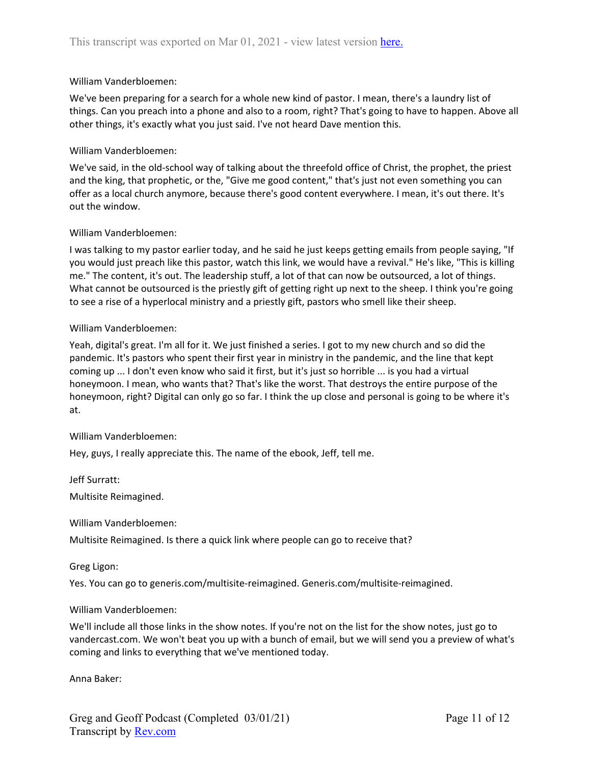William Vanderbloemen:

We've been preparing for a search for a whole new kind of pastor. I mean, there's a laundry list of things. Can you preach into a phone and also to a room, right? That's going to have to happen. Above all other things, it's exactly what you just said. I've not heard Dave mention this.

William Vanderbloemen:

We've said, in the old-school way of talking about the threefold office of Christ, the prophet, the priest and the king, that prophetic, or the, "Give me good content," that's just not even something you can offer as a local church anymore, because there's good content everywhere. I mean, it's out there. It's out the window.

William Vanderbloemen:

I was talking to my pastor earlier today, and he said he just keeps getting emails from people saying, "If you would just preach like this pastor, watch this link, we would have a revival." He's like, "This is killing me." The content, it's out. The leadership stuff, a lot of that can now be outsourced, a lot of things. What cannot be outsourced is the priestly gift of getting right up next to the sheep. I think you're going to see a rise of a hyperlocal ministry and a priestly gift, pastors who smell like their sheep.

William Vanderbloemen:

Yeah, digital's great. I'm all for it. We just finished a series. I got to my new church and so did the pandemic. It's pastors who spent their first year in ministry in the pandemic, and the line that kept coming up ... I don't even know who said it first, but it's just so horrible ... is you had a virtual honeymoon. I mean, who wants that? That's like the worst. That destroys the entire purpose of the honeymoon, right? Digital can only go so far. I think the up close and personal is going to be where it's at.

William Vanderbloemen:

Hey, guys, I really appreciate this. The name of the ebook, Jeff, tell me.

Jeff Surratt:

Multisite Reimagined.

William Vanderbloemen:

Multisite Reimagined. Is there a quick link where people can go to receive that?

Greg Ligon:

Yes. You can go to generis.com/multisite-reimagined. Generis.com/multisite-reimagined.

William Vanderbloemen:

We'll include all those links in the show notes. If you're not on the list for the show notes, just go to vandercast.com. We won't beat you up with a bunch of email, but we will send you a preview of what's coming and links to everything that we've mentioned today.

Anna Baker: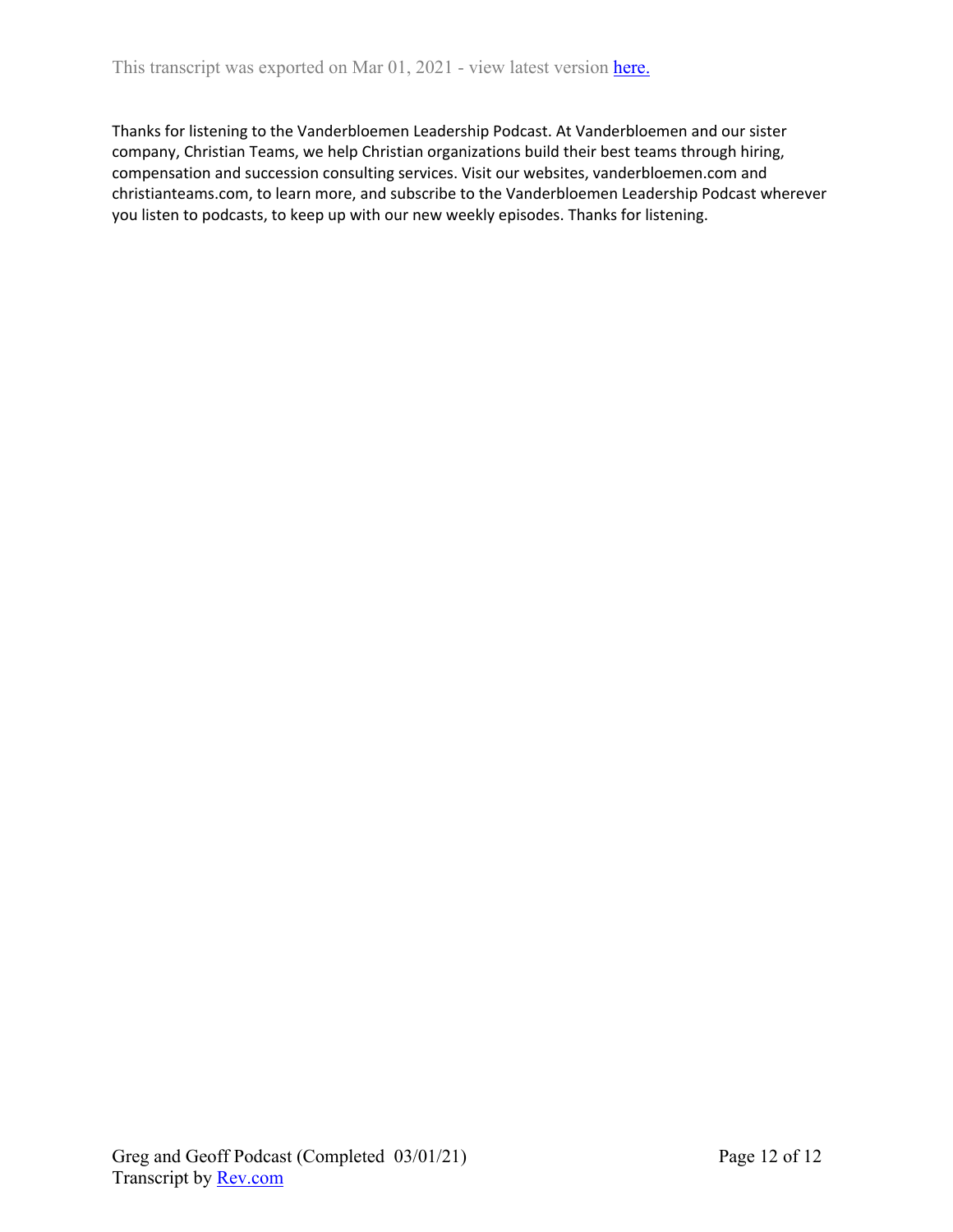Thanks for listening to the Vanderbloemen Leadership Podcast. At Vanderbloemen and our sister company, Christian Teams, we help Christian organizations build their best teams through hiring, compensation and succession consulting services. Visit our websites, vanderbloemen.com and christianteams.com, to learn more, and subscribe to the Vanderbloemen Leadership Podcast wherever you listen to podcasts, to keep up with our new weekly episodes. Thanks for listening.